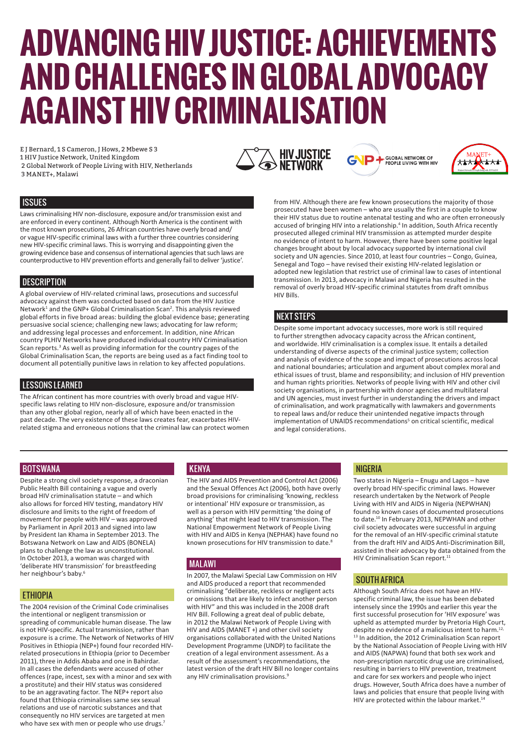# ADVANCING HIV JUSTICE: ACHIEVEMENTS AND CHALLENGES IN GLOBAL ADVOCACY AGAINST HIV CRIMINALISATION

E J Bernard, 1 S Cameron, J Hows, 2 Mbewe S 3
1 HIV Justice Network, United Kingdom
2 Global Network of People Living with HIV, Netherlands
3 MANET+, Malawi

## ISSUES

Laws criminalising HIV non-disclosure, exposure and/or transmission exist and are enforced in every continent. Although North America is the continent with the most known prosecutions, 26 African countries have overly broad and/or vague HIV-specific criminal laws with a further three countries considering new HIV-specific criminal laws. This is worrying and disappointing given the growing evidence base and consensus of international agencies that such laws are counterproductive to HIV prevention efforts and generally fail to deliver 'justice'.

## DESCRIPTION

A global overview of HIV-related criminal laws, prosecutions and successful advocacy against them was conducted based on data from the HIV Justice Network[1] and the GNP+ Global Criminalisation Scan[2]. This analysis reviewed global efforts in five broad areas: building the global evidence base; generating persuasive social science; challenging new laws; advocating for law reform; and addressing legal processes and enforcement. In addition, nine African country PLHIV Networks have produced individual country HIV Criminalisation Scan reports.[3] As well as providing information for the country pages of the Global Criminalisation Scan, the reports are being used as a fact finding tool to document all potentially punitive laws in relation to key affected populations.

## LESSONS LEARNED

The African continent has more countries with overly broad and vague HIV-specific laws relating to HIV non-disclosure, exposure and/or transmission than any other global region, nearly all of which have been enacted in the past decade. The very existence of these laws creates fear, exacerbates HIV-related stigma and erroneous notions that the criminal law can protect women from HIV. Although there are few known prosecutions the majority of those prosecuted have been women – who are usually the first in a couple to know their HIV status due to routine antenatal testing and who are often erroneously accused of bringing HIV into a relationship.[4] In addition, South Africa recently prosecuted alleged criminal HIV transmission as attempted murder despite no evidence of intent to harm. However, there have been some positive legal changes brought about by local advocacy supported by international civil society and UN agencies. Since 2010, at least four countries – Congo, Guinea, Senegal and Togo – have revised their existing HIV-related legislation or adopted new legislation that restrict use of criminal law to cases of intentional transmission. In 2013, advocacy in Malawi and Nigeria has resulted in the removal of overly broad HIV-specific criminal statutes from draft omnibus HIV Bills.

## NEXT STEPS

Despite some important advocacy successes, more work is still required to further strengthen advocacy capacity across the African continent, and worldwide. HIV criminalisation is a complex issue. It entails a detailed understanding of diverse aspects of the criminal justice system; collection and analysis of evidence of the scope and impact of prosecutions across local and national boundaries; articulation and argument about complex moral and ethical issues of trust, blame and responsibility; and inclusion of HIV prevention and human rights priorities. Networks of people living with HIV and other civil society organisations, in partnership with donor agencies and multilateral and UN agencies, must invest further in understanding the drivers and impact of criminalisation, and work pragmatically with lawmakers and governments to repeal laws and/or reduce their unintended negative impacts through implementation of UNAIDS recommendations[5] on critical scientific, medical and legal considerations.

## BOTSWANA

Despite a strong civil society response, a draconian Public Health Bill containing a vague and overly broad HIV criminalisation statute – and which also allows for forced HIV testing, mandatory HIV disclosure and limits to the right of freedom of movement for people with HIV – was approved by Parliament in April 2013 and signed into law by President Ian Khama in September 2013. The Botswana Network on Law and AIDS (BONELA) plans to challenge the law as unconstitutional. In October 2013, a woman was charged with 'deliberate HIV transmission' for breastfeeding her neighbour's baby.[6]

## ETHIOPIA

The 2004 revision of the Criminal Code criminalises the intentional or negligent transmission or spreading of communicable human disease. The law is not HIV-specific. Actual transmission, rather than exposure is a crime. The Network of Networks of HIV Positives in Ethiopia (NEP+) found four recorded HIV-related prosecutions in Ethiopia (prior to December 2011), three in Addis Ababa and one in Bahirdar. In all cases the defendants were accused of other offences (rape, incest, sex with a minor and sex with a prostitute) and their HIV status was considered to be an aggravating factor. The NEP+ report also found that Ethiopia criminalises same sex sexual relations and use of narcotic substances and that consequently no HIV services are targeted at men who have sex with men or people who use drugs.[7]

## KENYA

The HIV and AIDS Prevention and Control Act (2006) and the Sexual Offences Act (2006), both have overly broad provisions for criminalising 'knowing, reckless or intentional' HIV exposure or transmission, as well as a person with HIV permitting 'the doing of anything' that might lead to HIV transmission. The National Empowerment Network of People Living with HIV and AIDS in Kenya (NEPHAK) have found no known prosecutions for HIV transmission to date.[8]

## MALAWI

In 2007, the Malawi Special Law Commission on HIV and AIDS produced a report that recommended criminalising "deliberate, reckless or negligent acts or omissions that are likely to infect another person with HIV" and this was included in the 2008 draft HIV Bill. Following a great deal of public debate, in 2012 the Malawi Network of People Living with HIV and AIDS (MANET +) and other civil society organisations collaborated with the United Nations Development Programme (UNDP) to facilitate the creation of a legal environment assessment. As a result of the assessment's recommendations, the latest version of the draft HIV Bill no longer contains any HIV criminalisation provisions.[9]

## NIGERIA

Two states in Nigeria – Enugu and Lagos – have overly broad HIV-specific criminal laws. However research undertaken by the Network of People Living with HIV and AIDS in Nigeria (NEPWHAN) found no known cases of documented prosecutions to date.[10] In February 2013, NEPWHAN and other civil society advocates were successful in arguing for the removal of the HIV-specific criminal statute from the draft HIV and AIDS Anti-Discrimination Bill, assisted in their advocacy by data obtained from the HIV Criminalisation Scan report.[11]

## SOUTH AFRICA

Although South Africa does not have an HIV-specific criminal law, the issue has been debated intensely since the 1990s and earlier this year the first successful prosecution for 'HIV exposure' was upheld as attempted murder by Pretoria High Court, despite no evidence of a malicious intent to harm.[12, 13] In addition, the 2012 Criminalisation Scan report by the National Association of People Living with HIV and AIDS (NAPWA) found that both sex work and non-prescription narcotic drug use are criminalised, resulting in barriers to HIV prevention, treatment and care for sex workers and people who inject drugs. However, South Africa does have a number of laws and policies that ensure that people living with HIV are protected within the labour market.[14]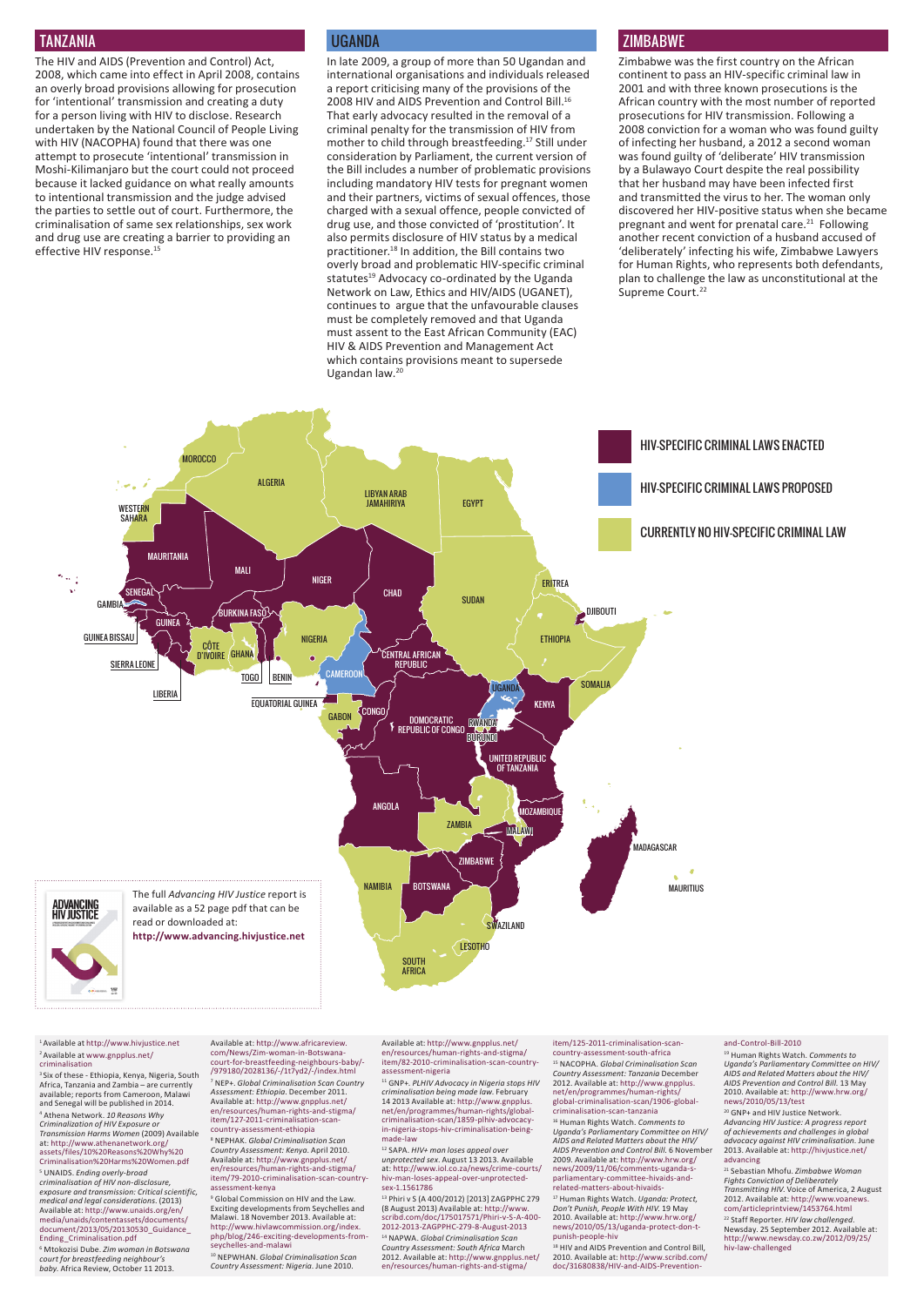## TANZANIA

The HIV and AIDS (Prevention and Control) Act, 2008, which came into effect in April 2008, contains an overly broad provisions allowing for prosecution for 'intentional' transmission and creating a duty for a person living with HIV to disclose. Research undertaken by the National Council of People Living with HIV (NACOPHA) found that there was one attempt to prosecute 'intentional' transmission in Moshi-Kilimanjaro but the court could not proceed because it lacked guidance on what really amounts to intentional transmission and the judge advised the parties to settle out of court. Furthermore, the criminalisation of same sex relationships, sex work and drug use are creating a barrier to providing an effective HIV response.[15]

## UGANDA

In late 2009, a group of more than 50 Ugandan and international organisations and individuals released a report criticising many of the provisions of the 2008 HIV and AIDS Prevention and Control Bill.[16] That early advocacy resulted in the removal of a criminal penalty for the transmission of HIV from mother to child through breastfeeding.[17] Still under consideration by Parliament, the current version of the Bill includes a number of problematic provisions including mandatory HIV tests for pregnant women and their partners, victims of sexual offences, those charged with a sexual offence, people convicted of drug use, and those convicted of 'prostitution'. It also permits disclosure of HIV status by a medical practitioner.[18] In addition, the Bill contains two overly broad and problematic HIV-specific criminal statutes[19] Advocacy co-ordinated by the Uganda Network on Law, Ethics and HIV/AIDS (UGANET), continues to argue that the unfavourable clauses must be completely removed and that Uganda must assent to the East African Community (EAC) HIV & AIDS Prevention and Management Act which contains provisions meant to supersede Ugandan law.[20]

## ZIMBABWE

Zimbabwe was the first country on the African continent to pass an HIV-specific criminal law in 2001 and with three known prosecutions is the African country with the most number of reported prosecutions for HIV transmission. Following a 2008 conviction for a woman who was found guilty of infecting her husband, a 2012 a second woman was found guilty of 'deliberate' HIV transmission by a Bulawayo Court despite the real possibility that her husband may have been infected first and transmitted the virus to her. The woman only discovered her HIV-positive status when she became pregnant and went for prenatal care.[21] Following another recent conviction of a husband accused of 'deliberately' infecting his wife, Zimbabwe Lawyers for Human Rights, who represents both defendants, plan to challenge the law as unconstitutional at the Supreme Court.[22]

HIV-SPECIFIC CRIMINAL LAWS ENACTED

HIV-SPECIFIC CRIMINAL LAWS PROPOSED

CURRENTLY NO HIV-SPECIFIC CRIMINAL LAW

MOROCCO, ALGERIA, LIBYAN ARAB JAMAHIRIYA, EGYPT, WESTERN SAHARA, MAURITANIA, MALI, NIGER, CHAD, SUDAN, ERITREA, DJIBOUTI, SENEGAL, GAMBIA, BURKINA FASO, GUINEA, GUINEA BISSAU, CÔTE D'IVOIRE, GHANA, NIGERIA, CENTRAL AFRICAN REPUBLIC, ETHIOPIA, SIERRA LEONE, TOGO, BENIN, CAMEROON, SOMALIA, LIBERIA, EQUATORIAL GUINEA, UGANDA, KENYA, GABON, CONGO, DEMOCRATIC REPUBLIC OF CONGO, RWANDA, BURUNDI, UNITED REPUBLIC OF TANZANIA, ANGOLA, MOZAMBIQUE, ZAMBIA, MALAWI, MADAGASCAR, ZIMBABWE, MAURITIUS, NAMIBIA, BOTSWANA, SWAZILAND, LESOTHO, SOUTH AFRICA

ADVANCING HIV JUSTICE

The full *Advancing HIV Justice* report is available as a 52 page pdf that can be read or downloaded at:
**http://www.advancing.hivjustice.net**

---

[1] Available at http://www.hivjustice.net

[2] Available at www.gnpplus.net/criminalisation

[3] Six of these - Ethiopia, Kenya, Nigeria, South Africa, Tanzania and Zambia – are currently available; reports from Cameroon, Malawi and Senegal will be published in 2014.

[4] Athena Network. *10 Reasons Why Criminalization of HIV Exposure or Transmission Harms Women* (2009) Available at: http://www.athenanetwork.org/assets/files/10%20Reasons%20Why%20Criminalization%20Harms%20Women.pdf

[5] UNAIDS. *Ending overly-broad criminalisation of HIV non-disclosure, exposure and transmission: Critical scientific, medical and legal considerations.* (2013) Available at: http://www.unaids.org/en/media/unaids/contentassets/documents/document/2013/05/20130530_Guidance_Ending_Criminalisation.pdf

[6] Mtokozisi Dube. *Zim woman in Botswana court for breastfeeding neighbour's baby.* Africa Review, October 11 2013. Available at: http://www.africareview.com/News/Zim-woman-in-Botswana-court-for-breastfeeding-neighbours-baby/-/979180/2028136/-/1t7yd2/-/index.html

[7] NEP+. *Global Criminalisation Scan Country Assessment: Ethiopia.* December 2011. Available at: http://www.gnpplus.net/en/resources/human-rights-and-stigma/item/127-2011-criminalisation-scan-country-assessment-ethiopia

[8] NEPHAK. *Global Criminalisation Scan Country Assessment: Kenya.* April 2010. Available at: http://www.gnpplus.net/en/resources/human-rights-and-stigma/item/79-2010-criminalisation-scan-country-assessment-kenya

[9] Global Commission on HIV and the Law. Exciting developments from Seychelles and Malawi. 18 November 2013. Available at: http://www.hivlawcommission.org/index.php/blog/246-exciting-developments-from-seychelles-and-malawi

[10] NEPWHAN. *Global Criminalisation Scan Country Assessment: Nigeria.* June 2010. Available at: http://www.gnpplus.net/en/resources/human-rights-and-stigma/item/82-2010-criminalisation-scan-country-assessment-nigeria

[11] GNP+. *PLHIV Advocacy in Nigeria stops HIV criminalisation being made law.* February 14 2013 Available at: http://www.gnpplus.net/en/programmes/human-rights/global-criminalisation-scan/1859-plhiv-advocacy-in-nigeria-stops-hiv-criminalisation-being-made-law

[12] SAPA. *HIV+ man loses appeal over unprotected sex.* August 13 2013. Available at: http://www.iol.co.za/news/crime-courts/hiv-man-loses-appeal-over-unprotected-sex-1.1561786

[13] Phiri v S (A 400/2012) [2013] ZAGPPHC 279 (8 August 2013) Available at: http://www.scribd.com/doc/175017571/Phiri-v-S-A-400-2012-2013-ZAGPPHC-279-8-August-2013

[14] NAPWA. *Global Criminalisation Scan Country Assessment: South Africa* March 2012. Available at: http://www.gnpplus.net/en/resources/human-rights-and-stigma/item/125-2011-criminalisation-scan-country-assessment-south-africa

[15] NACOPHA. *Global Criminalisation Scan Country Assessment: Tanzania* December 2012. Available at: http://www.gnpplus.net/en/programmes/human-rights/global-criminalisation-scan/1906-global-criminalisation-scan-tanzania

[16] Human Rights Watch. *Comments to Uganda's Parliamentary Committee on HIV/AIDS and Related Matters about the HIV/AIDS Prevention and Control Bill.* 6 November 2009. Available at: http://www.hrw.org/news/2009/11/06/comments-uganda-s-parliamentary-committee-hivaids-and-related-matters-about-hivaids-

[17] Human Rights Watch. *Uganda: Protect, Don't Punish, People With HIV.* 19 May 2010. Available at: http://www.hrw.org/news/2010/05/13/uganda-protect-don-t-punish-people-hiv

[18] HIV and AIDS Prevention and Control Bill, 2010. Available at: http://www.scribd.com/doc/31680838/HIV-and-AIDS-Prevention-and-Control-Bill-2010

[19] Human Rights Watch. *Comments to Uganda's Parliamentary Committee on HIV/AIDS and Related Matters about the HIV/AIDS Prevention and Control Bill.* 13 May 2010. Available at: http://www.hrw.org/news/2010/05/13/test

[20] GNP+ and HIV Justice Network. *Advancing HIV Justice: A progress report of achievements and challenges in global advocacy against HIV criminalisation.* June 2013. Available at: http://hivjustice.net/advancing

[21] Sebastian Mhofu. *Zimbabwe Woman Fights Conviction of Deliberately Transmitting HIV.* Voice of America, 2 August 2012. Available at: http://www.voanews.com/articleprintview/1453764.html

[22] Staff Reporter. *HIV law challenged.* Newsday. 25 September 2012. Available at: http://www.newsday.co.zw/2012/09/25/hiv-law-challenged